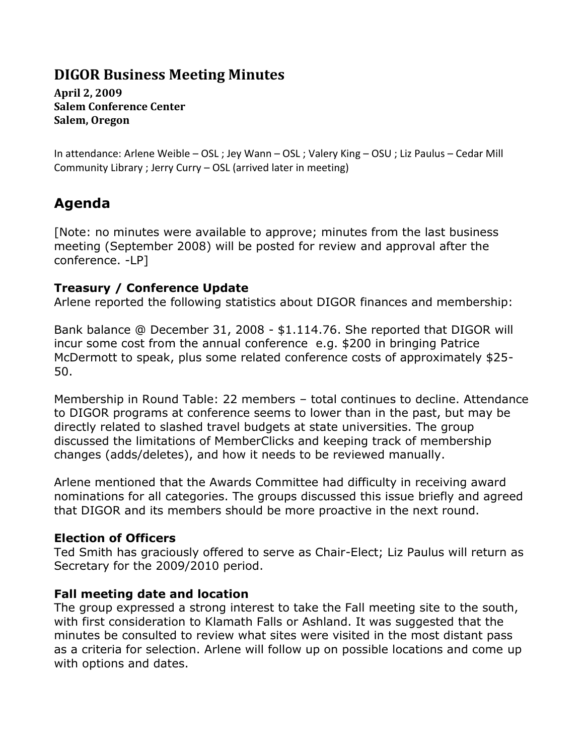# DIGOR Business Meeting Minutes

**April 2, 2009**
**Salem Conference Center**
**Salem, Oregon**

In attendance: Arlene Weible – OSL ; Jey Wann – OSL ; Valery King – OSU ; Liz Paulus – Cedar Mill Community Library ; Jerry Curry – OSL (arrived later in meeting)

## Agenda

[Note: no minutes were available to approve; minutes from the last business meeting (September 2008) will be posted for review and approval after the conference. -LP]

### Treasury / Conference Update

Arlene reported the following statistics about DIGOR finances and membership:

Bank balance @ December 31, 2008 - $1.114.76. She reported that DIGOR will incur some cost from the annual conference e.g. $200 in bringing Patrice McDermott to speak, plus some related conference costs of approximately $25-50.

Membership in Round Table: 22 members – total continues to decline. Attendance to DIGOR programs at conference seems to lower than in the past, but may be directly related to slashed travel budgets at state universities. The group discussed the limitations of MemberClicks and keeping track of membership changes (adds/deletes), and how it needs to be reviewed manually.

Arlene mentioned that the Awards Committee had difficulty in receiving award nominations for all categories. The groups discussed this issue briefly and agreed that DIGOR and its members should be more proactive in the next round.

### Election of Officers

Ted Smith has graciously offered to serve as Chair-Elect; Liz Paulus will return as Secretary for the 2009/2010 period.

### Fall meeting date and location

The group expressed a strong interest to take the Fall meeting site to the south, with first consideration to Klamath Falls or Ashland. It was suggested that the minutes be consulted to review what sites were visited in the most distant pass as a criteria for selection. Arlene will follow up on possible locations and come up with options and dates.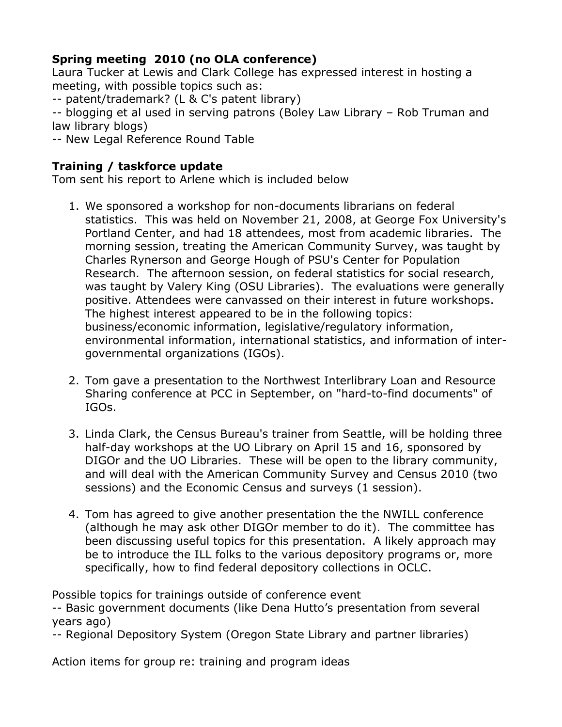**Spring meeting 2010 (no OLA conference)**

Laura Tucker at Lewis and Clark College has expressed interest in hosting a meeting, with possible topics such as:
-- patent/trademark? (L & C's patent library)
-- blogging et al used in serving patrons (Boley Law Library – Rob Truman and law library blogs)
-- New Legal Reference Round Table

**Training / taskforce update**

Tom sent his report to Arlene which is included below

1. We sponsored a workshop for non-documents librarians on federal statistics. This was held on November 21, 2008, at George Fox University's Portland Center, and had 18 attendees, most from academic libraries. The morning session, treating the American Community Survey, was taught by Charles Rynerson and George Hough of PSU's Center for Population Research. The afternoon session, on federal statistics for social research, was taught by Valery King (OSU Libraries). The evaluations were generally positive. Attendees were canvassed on their interest in future workshops. The highest interest appeared to be in the following topics: business/economic information, legislative/regulatory information, environmental information, international statistics, and information of inter-governmental organizations (IGOs).

2. Tom gave a presentation to the Northwest Interlibrary Loan and Resource Sharing conference at PCC in September, on "hard-to-find documents" of IGOs.

3. Linda Clark, the Census Bureau's trainer from Seattle, will be holding three half-day workshops at the UO Library on April 15 and 16, sponsored by DIGOr and the UO Libraries. These will be open to the library community, and will deal with the American Community Survey and Census 2010 (two sessions) and the Economic Census and surveys (1 session).

4. Tom has agreed to give another presentation the the NWILL conference (although he may ask other DIGOr member to do it). The committee has been discussing useful topics for this presentation. A likely approach may be to introduce the ILL folks to the various depository programs or, more specifically, how to find federal depository collections in OCLC.

Possible topics for trainings outside of conference event
-- Basic government documents (like Dena Hutto's presentation from several years ago)
-- Regional Depository System (Oregon State Library and partner libraries)

Action items for group re: training and program ideas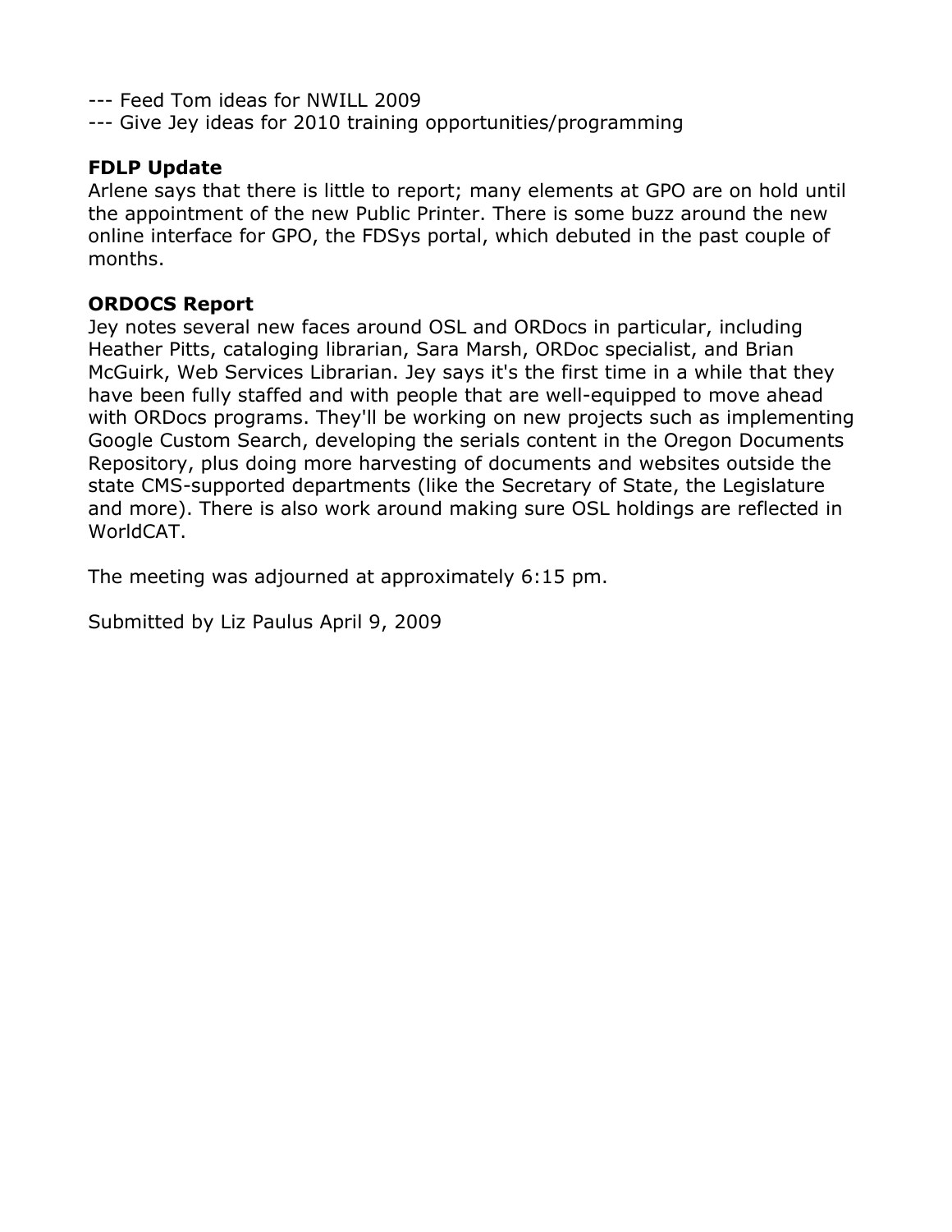--- Feed Tom ideas for NWILL 2009
--- Give Jey ideas for 2010 training opportunities/programming

**FDLP Update**
Arlene says that there is little to report; many elements at GPO are on hold until the appointment of the new Public Printer. There is some buzz around the new online interface for GPO, the FDSys portal, which debuted in the past couple of months.

**ORDOCS Report**
Jey notes several new faces around OSL and ORDocs in particular, including Heather Pitts, cataloging librarian, Sara Marsh, ORDoc specialist, and Brian McGuirk, Web Services Librarian. Jey says it's the first time in a while that they have been fully staffed and with people that are well-equipped to move ahead with ORDocs programs. They'll be working on new projects such as implementing Google Custom Search, developing the serials content in the Oregon Documents Repository, plus doing more harvesting of documents and websites outside the state CMS-supported departments (like the Secretary of State, the Legislature and more). There is also work around making sure OSL holdings are reflected in WorldCAT.

The meeting was adjourned at approximately 6:15 pm.

Submitted by Liz Paulus April 9, 2009